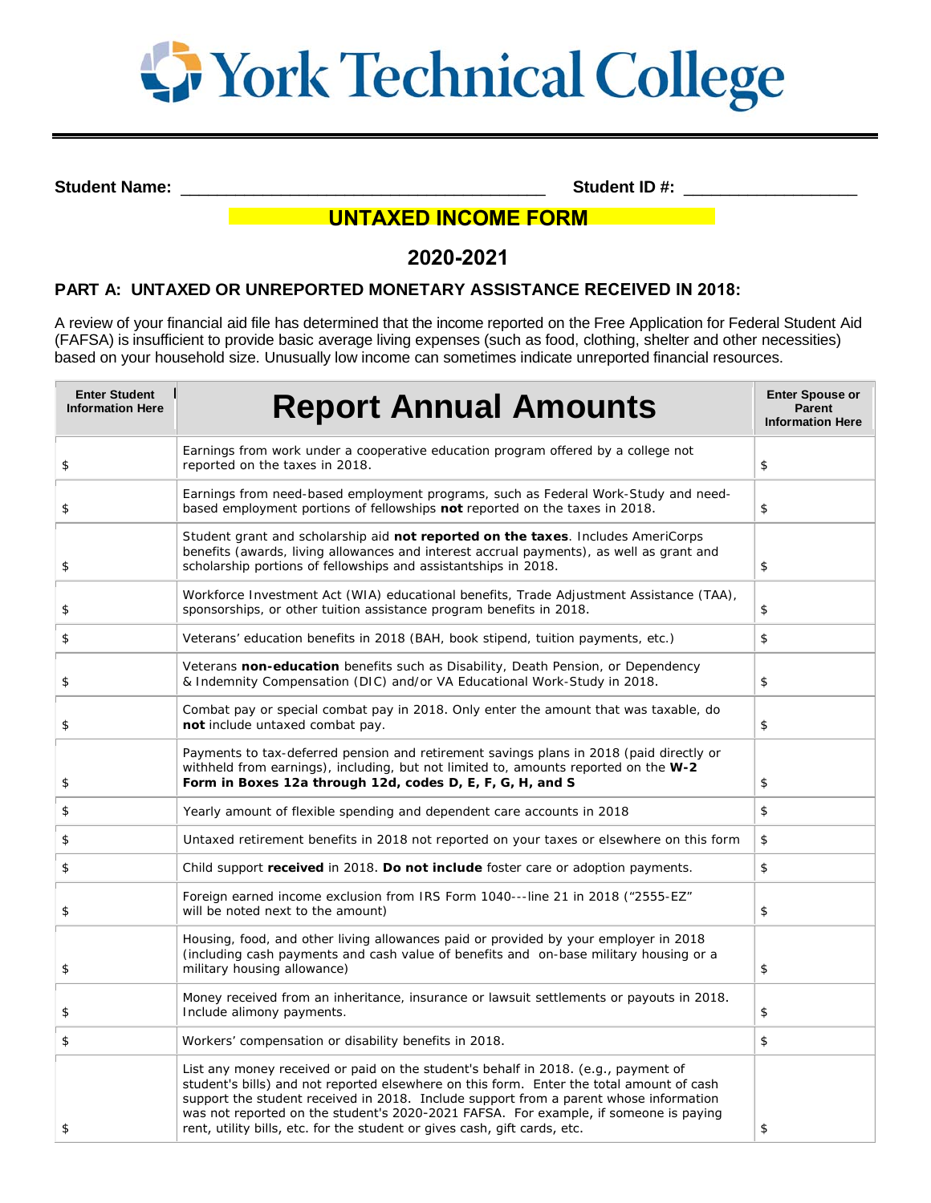# York Technical College

**Student Name:** ________________________________________ **Student ID #:** ___________________

## UNTAXED INCOME FORM

## 2020-2021

### PART A: UNTAXED OR UNREPORTED MONETARY ASSISTANCE RECEIVED IN 2018:

A review of your financial aid file has determined that the income reported on the Free Application for Federal Student Aid (FAFSA) is insufficient to provide basic average living expenses (such as food, clothing, shelter and other necessities) based on your household size. Unusually low income can sometimes indicate unreported financial resources.

| Enter Student Information Here | Report Annual Amounts | Enter Spouse or Parent Information Here |
|---|---|---|
| $ | Earnings from work under a cooperative education program offered by a college not reported on the taxes in 2018. | $ |
| $ | Earnings from need-based employment programs, such as Federal Work-Study and need-based employment portions of fellowships **not** reported on the taxes in 2018. | $ |
| $ | Student grant and scholarship aid **not reported on the taxes**. Includes AmeriCorps benefits (awards, living allowances and interest accrual payments), as well as grant and scholarship portions of fellowships and assistantships in 2018. | $ |
| $ | Workforce Investment Act (WIA) educational benefits, Trade Adjustment Assistance (TAA), sponsorships, or other tuition assistance program benefits in 2018. | $ |
| $ | Veterans' education benefits in 2018 (BAH, book stipend, tuition payments, etc.) | $ |
| $ | Veterans **non-education** benefits such as Disability, Death Pension, or Dependency & Indemnity Compensation (DIC) and/or VA Educational Work-Study in 2018. | $ |
| $ | Combat pay or special combat pay in 2018. Only enter the amount that was taxable, do **not** include untaxed combat pay. | $ |
| $ | Payments to tax-deferred pension and retirement savings plans in 2018 (paid directly or withheld from earnings), including, but not limited to, amounts reported on the **W-2 Form in Boxes 12a through 12d, codes D, E, F, G, H, and S** | $ |
| $ | Yearly amount of flexible spending and dependent care accounts in 2018 | $ |
| $ | Untaxed retirement benefits in 2018 not reported on your taxes or elsewhere on this form | $ |
| $ | Child support **received** in 2018. **Do not include** foster care or adoption payments. | $ |
| $ | Foreign earned income exclusion from IRS Form 1040---line 21 in 2018 ("2555-EZ" will be noted next to the amount) | $ |
| $ | Housing, food, and other living allowances paid or provided by your employer in 2018 (including cash payments and cash value of benefits and on-base military housing or a military housing allowance) | $ |
| $ | Money received from an inheritance, insurance or lawsuit settlements or payouts in 2018. Include alimony payments. | $ |
| $ | Workers' compensation or disability benefits in 2018. | $ |
| $ | List any money received or paid on the student's behalf in 2018. (e.g., payment of student's bills) and not reported elsewhere on this form. Enter the total amount of cash support the student received in 2018. Include support from a parent whose information was not reported on the student's 2020-2021 FAFSA. For example, if someone is paying rent, utility bills, etc. for the student or gives cash, gift cards, etc. | $ |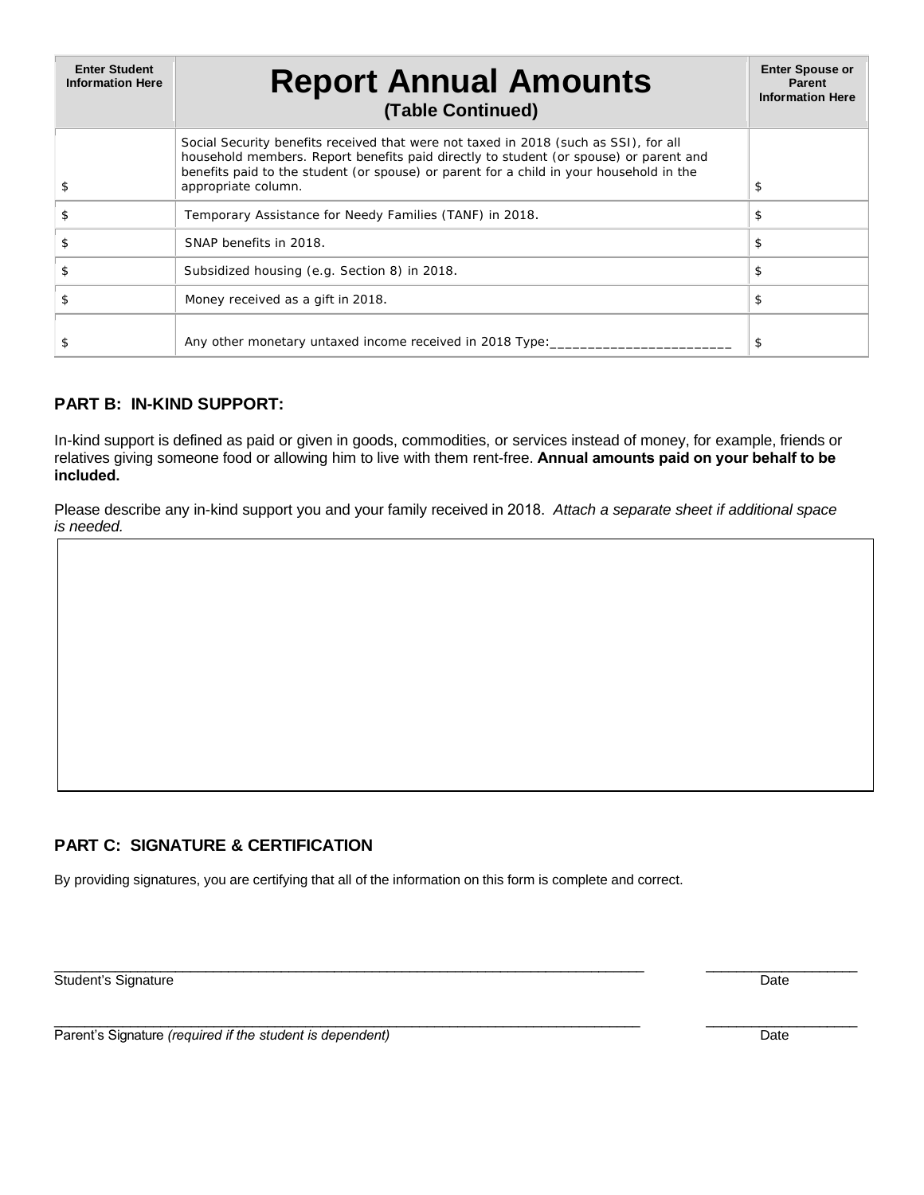| Enter Student Information Here | **Report Annual Amounts** (Table Continued) | Enter Spouse or Parent Information Here |
|---|---|---|
| $ | Social Security benefits received that were not taxed in 2018 (such as SSI), for all household members. Report benefits paid directly to student (or spouse) or parent and benefits paid to the student (or spouse) or parent for a child in your household in the appropriate column. | $ |
| $ | Temporary Assistance for Needy Families (TANF) in 2018. | $ |
| $ | SNAP benefits in 2018. | $ |
| $ | Subsidized housing (e.g. Section 8) in 2018. | $ |
| $ | Money received as a gift in 2018. | $ |
| $ | Any other monetary untaxed income received in 2018 Type:________________________ | $ |

## PART B: IN-KIND SUPPORT:

In-kind support is defined as paid or given in goods, commodities, or services instead of money, for example, friends or relatives giving someone food or allowing him to live with them rent-free. **Annual amounts paid on your behalf to be included.**

Please describe any in-kind support you and your family received in 2018. *Attach a separate sheet if additional space is needed.*

## PART C: SIGNATURE & CERTIFICATION

By providing signatures, you are certifying that all of the information on this form is complete and correct.

_______________________________________________ _______________

Student's Signature Date

_______________________________________________ _______________

Parent's Signature *(required if the student is dependent)* Date